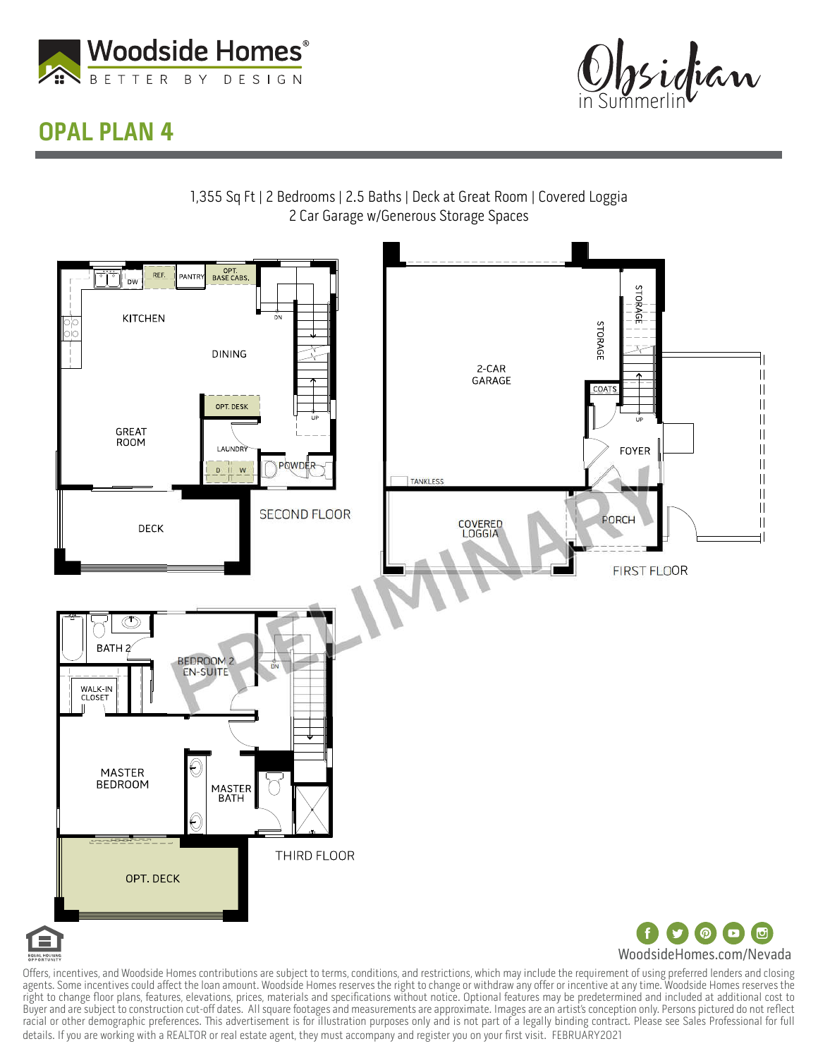Woodside Homes®
BETTER BY DESIGN

Obsidian in Summerlin

# OPAL PLAN 4

1,355 Sq Ft | 2 Bedrooms | 2.5 Baths | Deck at Great Room | Covered Loggia
2 Car Garage w/Generous Storage Spaces

SECOND FLOOR

KITCHEN, DW, REF., PANTRY, OPT. BASE CABS., DINING, OPT. DESK, GREAT ROOM, LAUNDRY, D, W, POWDER, DECK, DN, UP

FIRST FLOOR

2-CAR GARAGE, STORAGE, STORAGE, COATS, FOYER, TANKLESS, COVERED LOGGIA, PORCH, UP

THIRD FLOOR

BATH 2, BEDROOM 2 EN-SUITE, WALK-IN CLOSET, MASTER BEDROOM, MASTER BATH, OPT. DECK, DN

PRELIMINARY

WoodsideHomes.com/Nevada

Offers, incentives, and Woodside Homes contributions are subject to terms, conditions, and restrictions, which may include the requirement of using preferred lenders and closing agents. Some incentives could affect the loan amount. Woodside Homes reserves the right to change or withdraw any offer or incentive at any time. Woodside Homes reserves the right to change floor plans, features, elevations, prices, materials and specifications without notice. Optional features may be predetermined and included at additional cost to Buyer and are subject to construction cut-off dates. All square footages and measurements are approximate. Images are an artist's conception only. Persons pictured do not reflect racial or other demographic preferences. This advertisement is for illustration purposes only and is not part of a legally binding contract. Please see Sales Professional for full details. If you are working with a REALTOR or real estate agent, they must accompany and register you on your first visit. FEBRUARY2021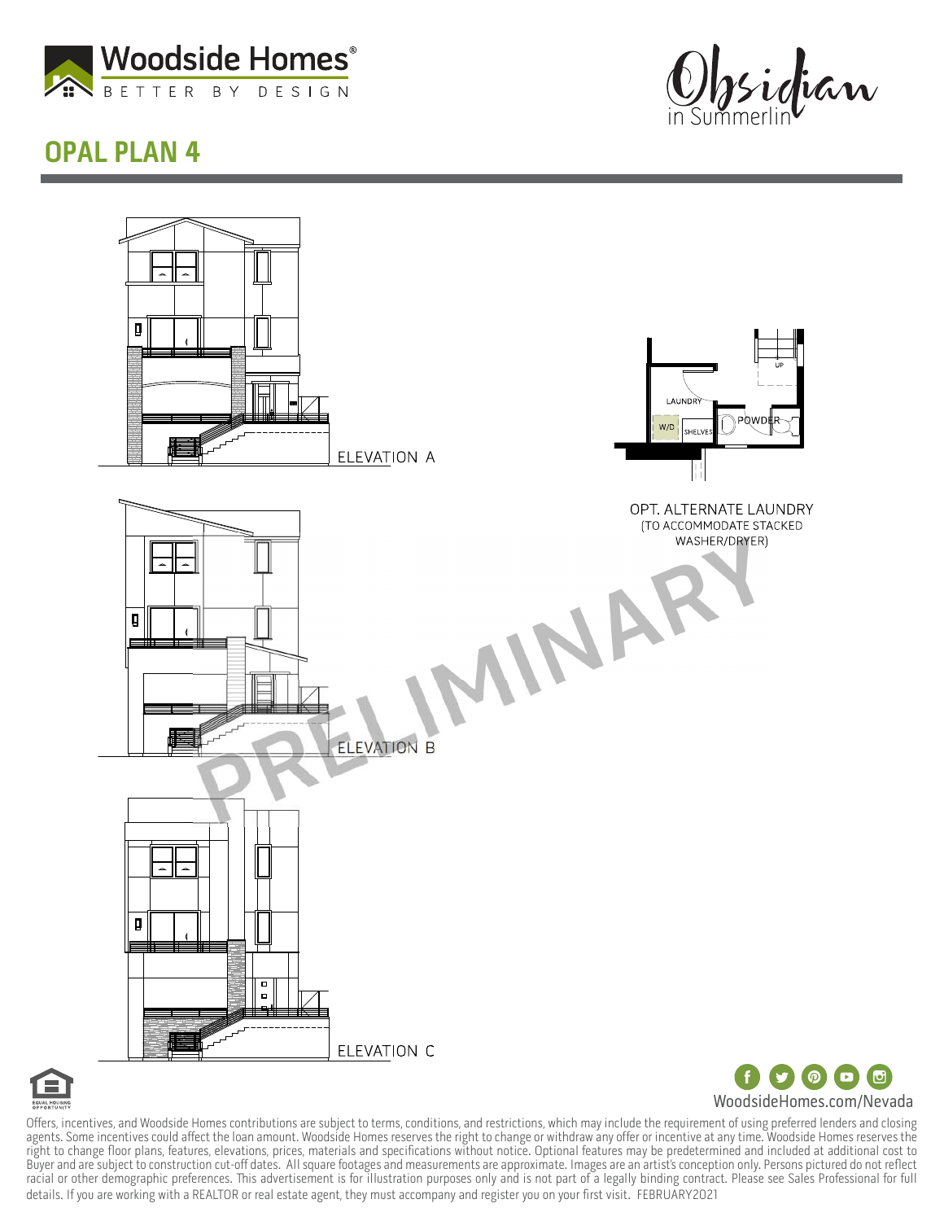# OPAL PLAN 4

ELEVATION A

ELEVATION B

ELEVATION C

LAUNDRY

W/D

SHELVES

POWDER

UP

OPT. ALTERNATE LAUNDRY
(TO ACCOMMODATE STACKED WASHER/DRYER)

PRELIMINARY

WoodsideHomes.com/Nevada

Offers, incentives, and Woodside Homes contributions are subject to terms, conditions, and restrictions, which may include the requirement of using preferred lenders and closing agents. Some incentives could affect the loan amount. Woodside Homes reserves the right to change or withdraw any offer or incentive at any time. Woodside Homes reserves the right to change floor plans, features, elevations, prices, materials and specifications without notice. Optional features may be predetermined and included at additional cost to Buyer and are subject to construction cut-off dates. All square footages and measurements are approximate. Images are an artist's conception only. Persons pictured do not reflect racial or other demographic preferences. This advertisement is for illustration purposes only and is not part of a legally binding contract. Please see Sales Professional for full details. If you are working with a REALTOR or real estate agent, they must accompany and register you on your first visit. FEBRUARY2021